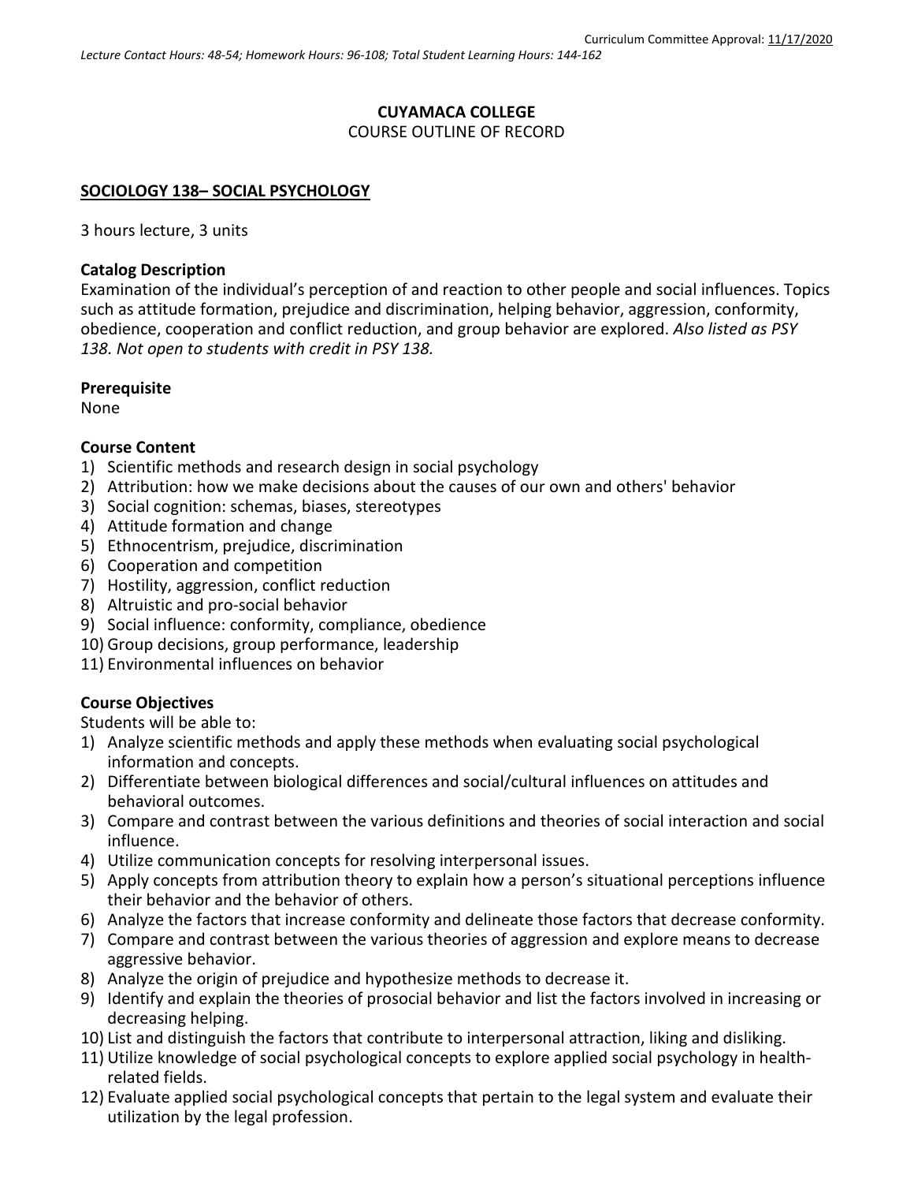Curriculum Committee Approval: 11/17/2020

*Lecture Contact Hours: 48-54; Homework Hours: 96-108; Total Student Learning Hours: 144-162*

**CUYAMACA COLLEGE**
COURSE OUTLINE OF RECORD

**SOCIOLOGY 138– SOCIAL PSYCHOLOGY**

3 hours lecture, 3 units

**Catalog Description**
Examination of the individual's perception of and reaction to other people and social influences. Topics such as attitude formation, prejudice and discrimination, helping behavior, aggression, conformity, obedience, cooperation and conflict reduction, and group behavior are explored. *Also listed as PSY 138. Not open to students with credit in PSY 138.*

**Prerequisite**
None

**Course Content**
1) Scientific methods and research design in social psychology
2) Attribution: how we make decisions about the causes of our own and others' behavior
3) Social cognition: schemas, biases, stereotypes
4) Attitude formation and change
5) Ethnocentrism, prejudice, discrimination
6) Cooperation and competition
7) Hostility, aggression, conflict reduction
8) Altruistic and pro-social behavior
9) Social influence: conformity, compliance, obedience
10) Group decisions, group performance, leadership
11) Environmental influences on behavior

**Course Objectives**
Students will be able to:
1) Analyze scientific methods and apply these methods when evaluating social psychological information and concepts.
2) Differentiate between biological differences and social/cultural influences on attitudes and behavioral outcomes.
3) Compare and contrast between the various definitions and theories of social interaction and social influence.
4) Utilize communication concepts for resolving interpersonal issues.
5) Apply concepts from attribution theory to explain how a person's situational perceptions influence their behavior and the behavior of others.
6) Analyze the factors that increase conformity and delineate those factors that decrease conformity.
7) Compare and contrast between the various theories of aggression and explore means to decrease aggressive behavior.
8) Analyze the origin of prejudice and hypothesize methods to decrease it.
9) Identify and explain the theories of prosocial behavior and list the factors involved in increasing or decreasing helping.
10) List and distinguish the factors that contribute to interpersonal attraction, liking and disliking.
11) Utilize knowledge of social psychological concepts to explore applied social psychology in health-related fields.
12) Evaluate applied social psychological concepts that pertain to the legal system and evaluate their utilization by the legal profession.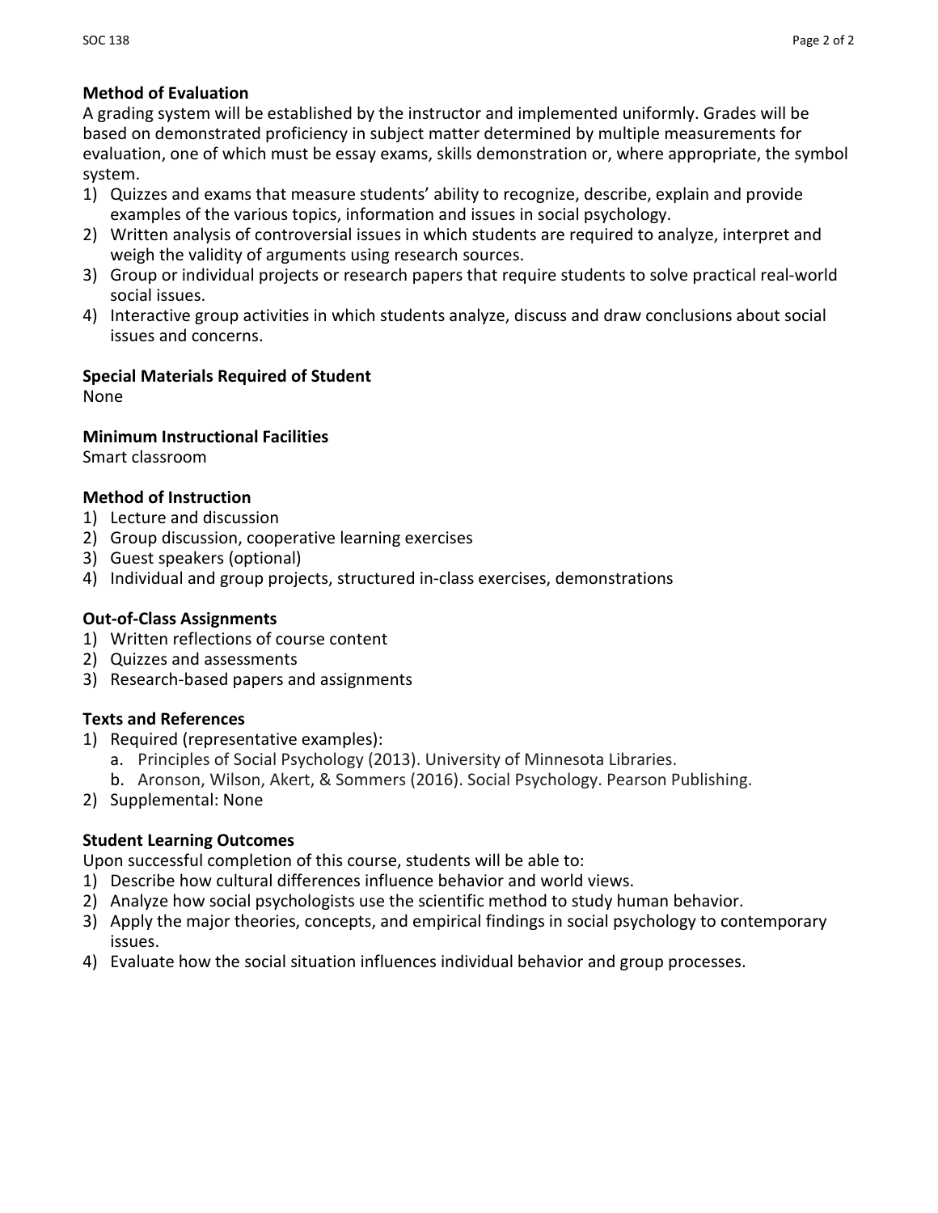**Method of Evaluation**

A grading system will be established by the instructor and implemented uniformly. Grades will be based on demonstrated proficiency in subject matter determined by multiple measurements for evaluation, one of which must be essay exams, skills demonstration or, where appropriate, the symbol system.

1) Quizzes and exams that measure students' ability to recognize, describe, explain and provide examples of the various topics, information and issues in social psychology.
2) Written analysis of controversial issues in which students are required to analyze, interpret and weigh the validity of arguments using research sources.
3) Group or individual projects or research papers that require students to solve practical real-world social issues.
4) Interactive group activities in which students analyze, discuss and draw conclusions about social issues and concerns.

**Special Materials Required of Student**

None

**Minimum Instructional Facilities**

Smart classroom

**Method of Instruction**

1) Lecture and discussion
2) Group discussion, cooperative learning exercises
3) Guest speakers (optional)
4) Individual and group projects, structured in-class exercises, demonstrations

**Out-of-Class Assignments**

1) Written reflections of course content
2) Quizzes and assessments
3) Research-based papers and assignments

**Texts and References**

1) Required (representative examples):
   a. Principles of Social Psychology (2013). University of Minnesota Libraries.
   b. Aronson, Wilson, Akert, & Sommers (2016). Social Psychology. Pearson Publishing.
2) Supplemental: None

**Student Learning Outcomes**

Upon successful completion of this course, students will be able to:

1) Describe how cultural differences influence behavior and world views.
2) Analyze how social psychologists use the scientific method to study human behavior.
3) Apply the major theories, concepts, and empirical findings in social psychology to contemporary issues.
4) Evaluate how the social situation influences individual behavior and group processes.